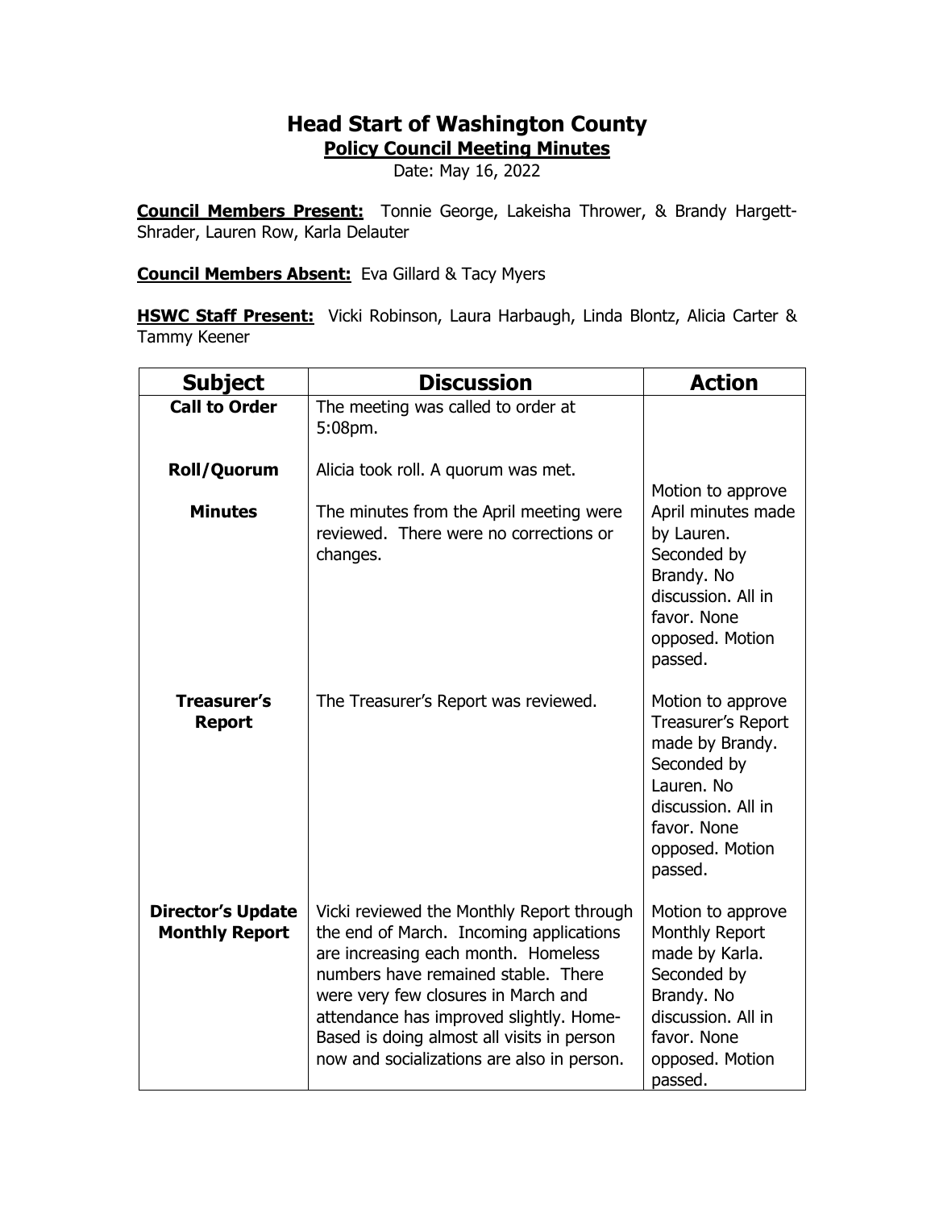# Head Start of Washington County

## Policy Council Meeting Minutes

Date: May 16, 2022

**Council Members Present:** Tonnie George, Lakeisha Thrower, & Brandy Hargett-Shrader, Lauren Row, Karla Delauter

**Council Members Absent:** Eva Gillard & Tacy Myers

**HSWC Staff Present:** Vicki Robinson, Laura Harbaugh, Linda Blontz, Alicia Carter & Tammy Keener

| Subject | Discussion | Action |
|---|---|---|
| **Call to Order** | The meeting was called to order at 5:08pm. | |
| **Roll/Quorum** | Alicia took roll. A quorum was met. | |
| **Minutes** | The minutes from the April meeting were reviewed. There were no corrections or changes. | Motion to approve April minutes made by Lauren. Seconded by Brandy. No discussion. All in favor. None opposed. Motion passed. |
| **Treasurer's Report** | The Treasurer's Report was reviewed. | Motion to approve Treasurer's Report made by Brandy. Seconded by Lauren. No discussion. All in favor. None opposed. Motion passed. |
| **Director's Update Monthly Report** | Vicki reviewed the Monthly Report through the end of March. Incoming applications are increasing each month. Homeless numbers have remained stable. There were very few closures in March and attendance has improved slightly. Home-Based is doing almost all visits in person now and socializations are also in person. | Motion to approve Monthly Report made by Karla. Seconded by Brandy. No discussion. All in favor. None opposed. Motion passed. |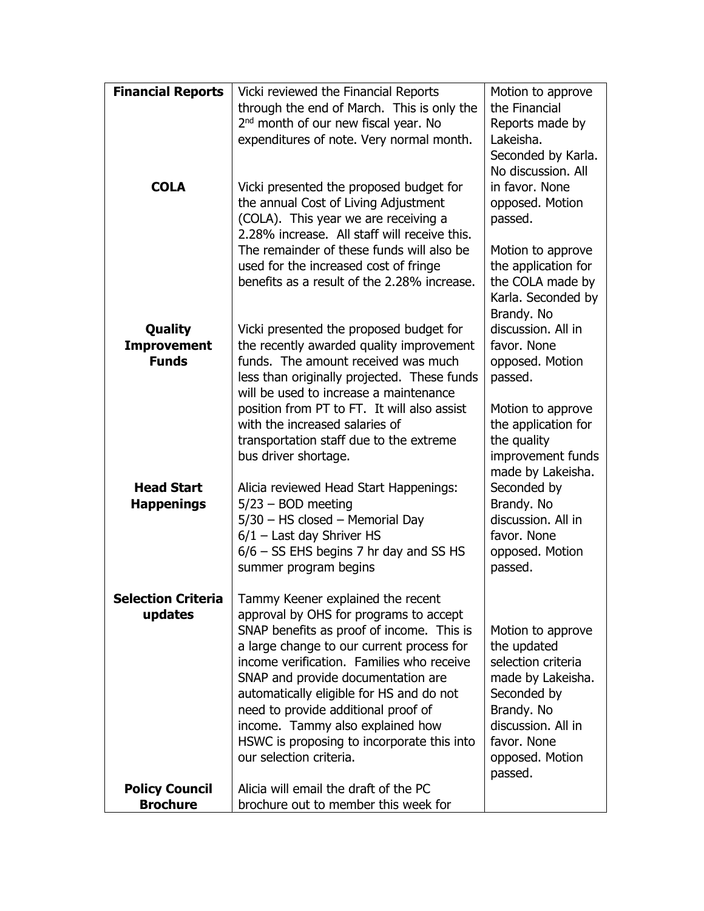| | | |
|---|---|---|
| **Financial Reports** | Vicki reviewed the Financial Reports through the end of March. This is only the 2nd month of our new fiscal year. No expenditures of note. Very normal month. | Motion to approve the Financial Reports made by Lakeisha. Seconded by Karla. No discussion. All in favor. None opposed. Motion passed. |
| **COLA** | Vicki presented the proposed budget for the annual Cost of Living Adjustment (COLA). This year we are receiving a 2.28% increase. All staff will receive this. The remainder of these funds will also be used for the increased cost of fringe benefits as a result of the 2.28% increase. | Motion to approve the application for the COLA made by Karla. Seconded by Brandy. No discussion. All in favor. None opposed. Motion passed. |
| **Quality Improvement Funds** | Vicki presented the proposed budget for the recently awarded quality improvement funds. The amount received was much less than originally projected. These funds will be used to increase a maintenance position from PT to FT. It will also assist with the increased salaries of transportation staff due to the extreme bus driver shortage. | Motion to approve the application for the quality improvement funds made by Lakeisha. Seconded by Brandy. No discussion. All in favor. None opposed. Motion passed. |
| **Head Start Happenings** | Alicia reviewed Head Start Happenings:<br>5/23 – BOD meeting<br>5/30 – HS closed – Memorial Day<br>6/1 – Last day Shriver HS<br>6/6 – SS EHS begins 7 hr day and SS HS summer program begins | |
| **Selection Criteria updates** | Tammy Keener explained the recent approval by OHS for programs to accept SNAP benefits as proof of income. This is a large change to our current process for income verification. Families who receive SNAP and provide documentation are automatically eligible for HS and do not need to provide additional proof of income. Tammy also explained how HSWC is proposing to incorporate this into our selection criteria. | Motion to approve the updated selection criteria made by Lakeisha. Seconded by Brandy. No discussion. All in favor. None opposed. Motion passed. |
| **Policy Council Brochure** | Alicia will email the draft of the PC brochure out to member this week for | |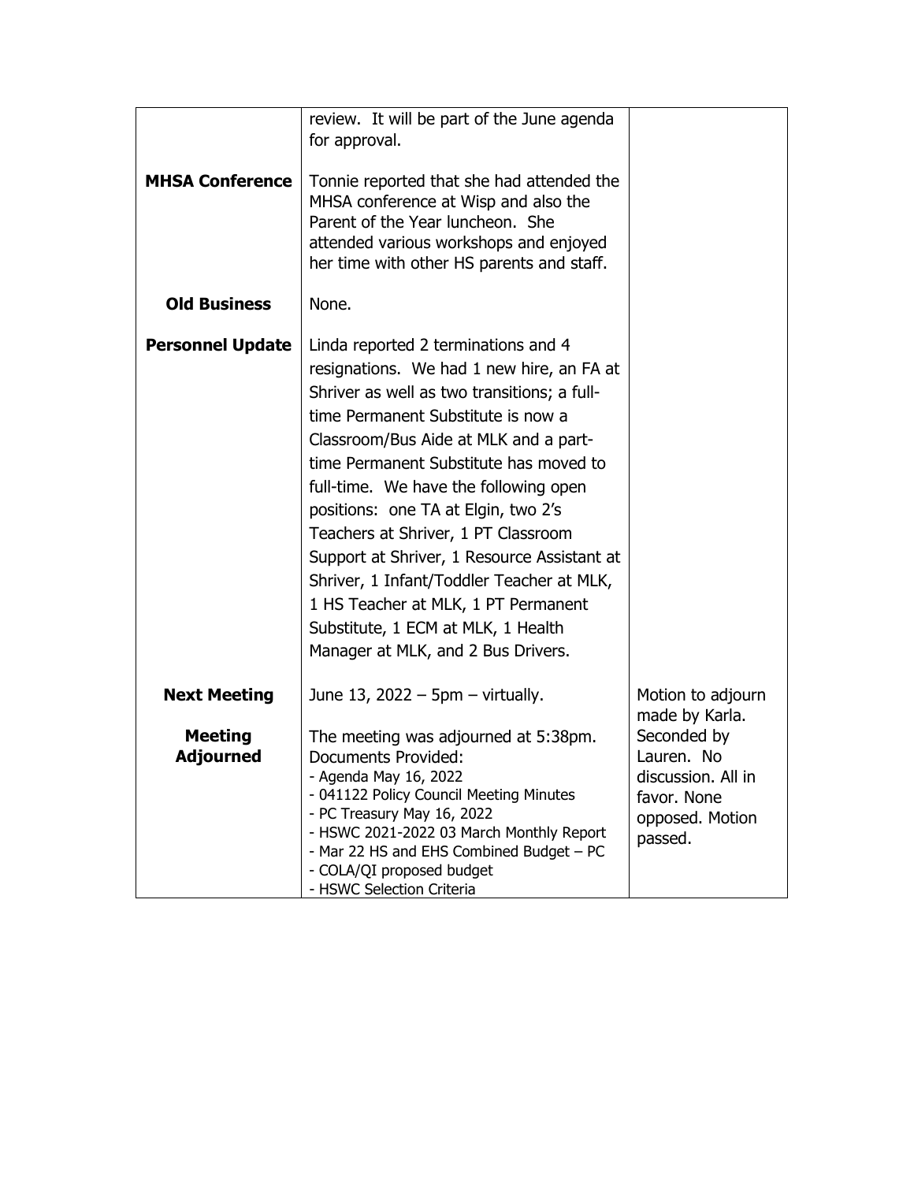| | | |
|---|---|---|
| | review. It will be part of the June agenda for approval. | |
| **MHSA Conference** | Tonnie reported that she had attended the MHSA conference at Wisp and also the Parent of the Year luncheon. She attended various workshops and enjoyed her time with other HS parents and staff. | |
| **Old Business** | None. | |
| **Personnel Update** | Linda reported 2 terminations and 4 resignations. We had 1 new hire, an FA at Shriver as well as two transitions; a full-time Permanent Substitute is now a Classroom/Bus Aide at MLK and a part-time Permanent Substitute has moved to full-time. We have the following open positions: one TA at Elgin, two 2's Teachers at Shriver, 1 PT Classroom Support at Shriver, 1 Resource Assistant at Shriver, 1 Infant/Toddler Teacher at MLK, 1 HS Teacher at MLK, 1 PT Permanent Substitute, 1 ECM at MLK, 1 Health Manager at MLK, and 2 Bus Drivers. | |
| **Next Meeting** | June 13, 2022 – 5pm – virtually. | Motion to adjourn made by Karla. Seconded by Lauren. No discussion. All in favor. None opposed. Motion passed. |
| **Meeting Adjourned** | The meeting was adjourned at 5:38pm. Documents Provided: - Agenda May 16, 2022 - 041122 Policy Council Meeting Minutes - PC Treasury May 16, 2022 - HSWC 2021-2022 03 March Monthly Report - Mar 22 HS and EHS Combined Budget – PC - COLA/QI proposed budget - HSWC Selection Criteria | |